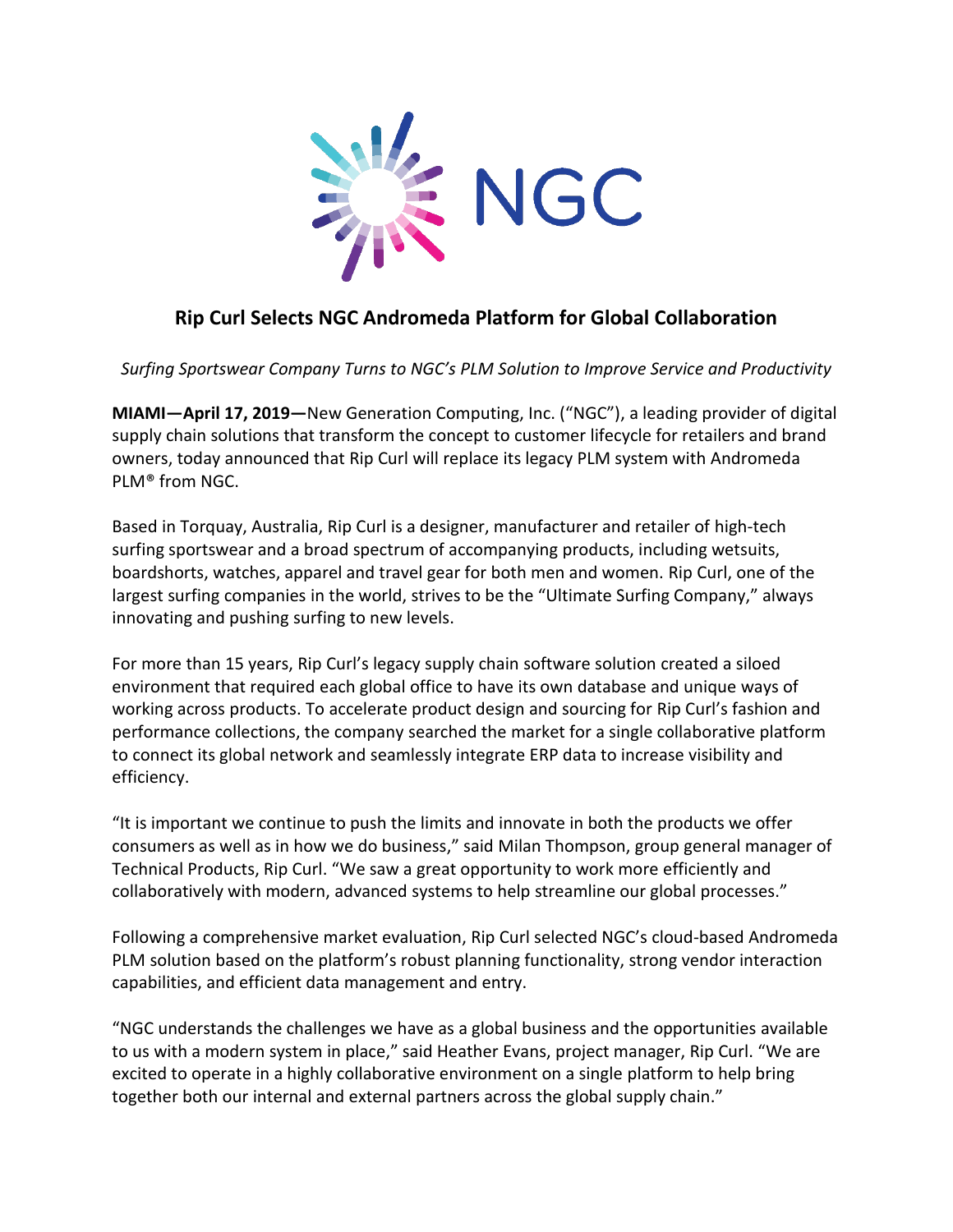# Rip Curl Selects NGC Andromeda Platform for Global Collaboration

*Surfing Sportswear Company Turns to NGC's PLM Solution to Improve Service and Productivity*

**MIAMI—April 17, 2019—**New Generation Computing, Inc. ("NGC"), a leading provider of digital supply chain solutions that transform the concept to customer lifecycle for retailers and brand owners, today announced that Rip Curl will replace its legacy PLM system with Andromeda PLM® from NGC.

Based in Torquay, Australia, Rip Curl is a designer, manufacturer and retailer of high-tech surfing sportswear and a broad spectrum of accompanying products, including wetsuits, boardshorts, watches, apparel and travel gear for both men and women. Rip Curl, one of the largest surfing companies in the world, strives to be the "Ultimate Surfing Company," always innovating and pushing surfing to new levels.

For more than 15 years, Rip Curl's legacy supply chain software solution created a siloed environment that required each global office to have its own database and unique ways of working across products. To accelerate product design and sourcing for Rip Curl's fashion and performance collections, the company searched the market for a single collaborative platform to connect its global network and seamlessly integrate ERP data to increase visibility and efficiency.

"It is important we continue to push the limits and innovate in both the products we offer consumers as well as in how we do business," said Milan Thompson, group general manager of Technical Products, Rip Curl. "We saw a great opportunity to work more efficiently and collaboratively with modern, advanced systems to help streamline our global processes."

Following a comprehensive market evaluation, Rip Curl selected NGC's cloud-based Andromeda PLM solution based on the platform's robust planning functionality, strong vendor interaction capabilities, and efficient data management and entry.

"NGC understands the challenges we have as a global business and the opportunities available to us with a modern system in place," said Heather Evans, project manager, Rip Curl. "We are excited to operate in a highly collaborative environment on a single platform to help bring together both our internal and external partners across the global supply chain."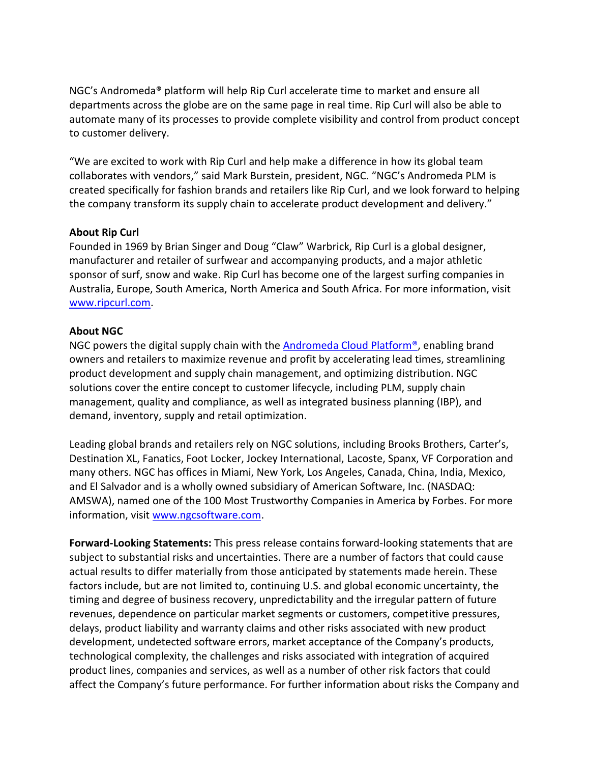NGC's Andromeda® platform will help Rip Curl accelerate time to market and ensure all departments across the globe are on the same page in real time. Rip Curl will also be able to automate many of its processes to provide complete visibility and control from product concept to customer delivery.

"We are excited to work with Rip Curl and help make a difference in how its global team collaborates with vendors," said Mark Burstein, president, NGC. "NGC's Andromeda PLM is created specifically for fashion brands and retailers like Rip Curl, and we look forward to helping the company transform its supply chain to accelerate product development and delivery."

**About Rip Curl**

Founded in 1969 by Brian Singer and Doug "Claw" Warbrick, Rip Curl is a global designer, manufacturer and retailer of surfwear and accompanying products, and a major athletic sponsor of surf, snow and wake. Rip Curl has become one of the largest surfing companies in Australia, Europe, South America, North America and South Africa. For more information, visit [www.ripcurl.com](www.ripcurl.com).

**About NGC**

NGC powers the digital supply chain with the [Andromeda Cloud Platform®](), enabling brand owners and retailers to maximize revenue and profit by accelerating lead times, streamlining product development and supply chain management, and optimizing distribution. NGC solutions cover the entire concept to customer lifecycle, including PLM, supply chain management, quality and compliance, as well as integrated business planning (IBP), and demand, inventory, supply and retail optimization.

Leading global brands and retailers rely on NGC solutions, including Brooks Brothers, Carter's, Destination XL, Fanatics, Foot Locker, Jockey International, Lacoste, Spanx, VF Corporation and many others. NGC has offices in Miami, New York, Los Angeles, Canada, China, India, Mexico, and El Salvador and is a wholly owned subsidiary of American Software, Inc. (NASDAQ: AMSWA), named one of the 100 Most Trustworthy Companies in America by Forbes. For more information, visit [www.ngcsoftware.com](www.ngcsoftware.com).

**Forward-Looking Statements:** This press release contains forward-looking statements that are subject to substantial risks and uncertainties. There are a number of factors that could cause actual results to differ materially from those anticipated by statements made herein. These factors include, but are not limited to, continuing U.S. and global economic uncertainty, the timing and degree of business recovery, unpredictability and the irregular pattern of future revenues, dependence on particular market segments or customers, competitive pressures, delays, product liability and warranty claims and other risks associated with new product development, undetected software errors, market acceptance of the Company's products, technological complexity, the challenges and risks associated with integration of acquired product lines, companies and services, as well as a number of other risk factors that could affect the Company's future performance. For further information about risks the Company and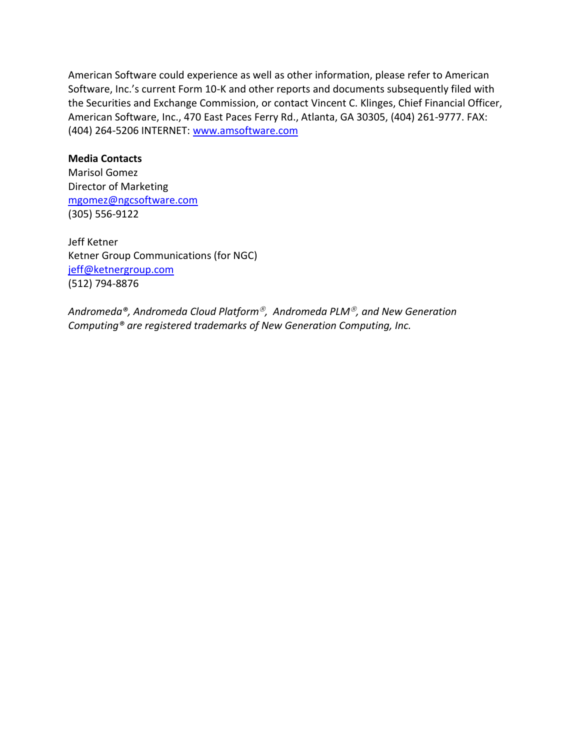American Software could experience as well as other information, please refer to American Software, Inc.'s current Form 10-K and other reports and documents subsequently filed with the Securities and Exchange Commission, or contact Vincent C. Klinges, Chief Financial Officer, American Software, Inc., 470 East Paces Ferry Rd., Atlanta, GA 30305, (404) 261-9777. FAX: (404) 264-5206 INTERNET: www.amsoftware.com

**Media Contacts**
Marisol Gomez
Director of Marketing
mgomez@ngcsoftware.com
(305) 556-9122

Jeff Ketner
Ketner Group Communications (for NGC)
jeff@ketnergroup.com
(512) 794-8876

*Andromeda®, Andromeda Cloud Platform®, Andromeda PLM®, and New Generation Computing® are registered trademarks of New Generation Computing, Inc.*